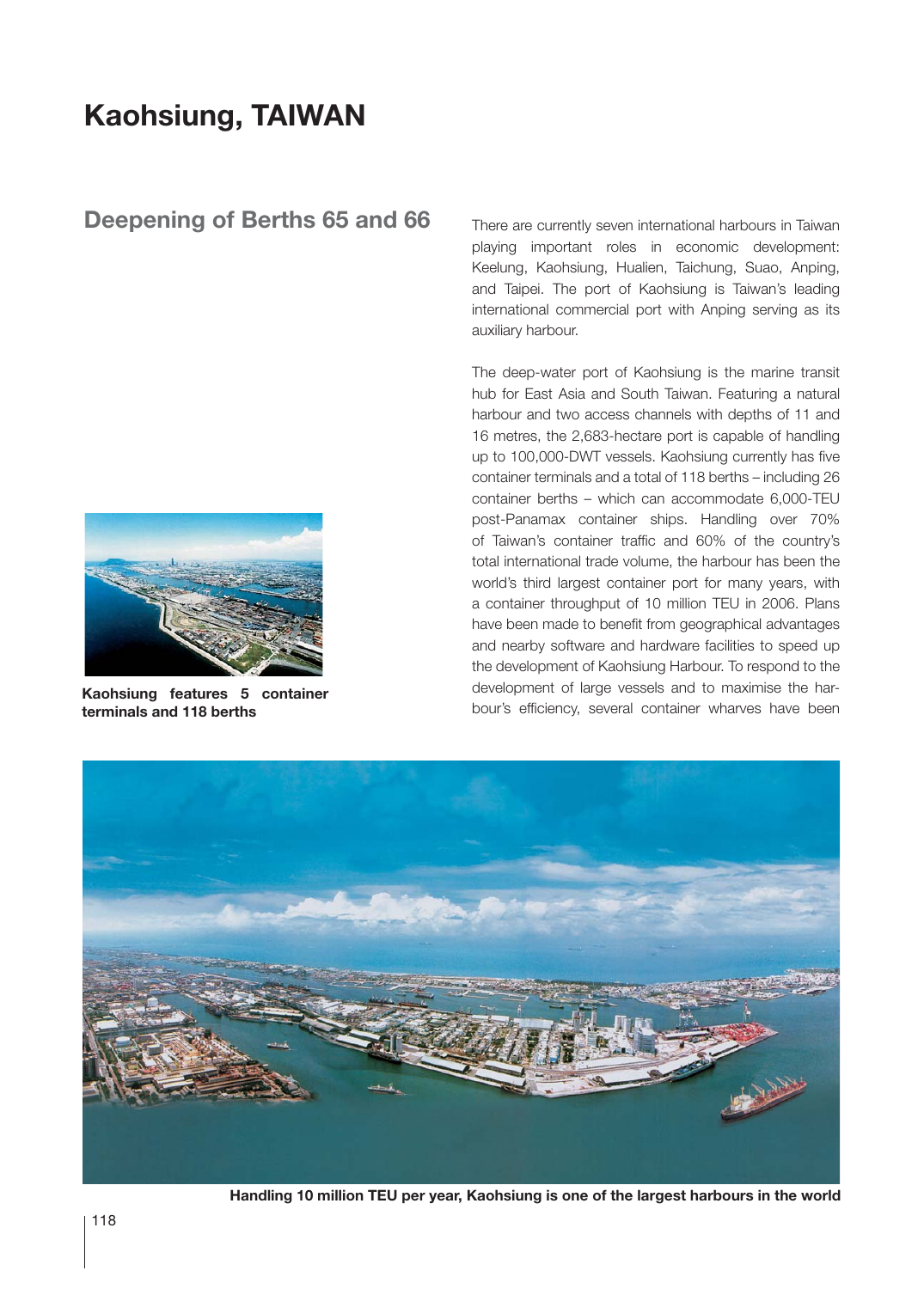# Kaohsiung, TAIWAN

## Deepening of Berths 65 and 66

There are currently seven international harbours in Taiwan playing important roles in economic development: Keelung, Kaohsiung, Hualien, Taichung, Suao, Anping, and Taipei. The port of Kaohsiung is Taiwan's leading international commercial port with Anping serving as its auxiliary harbour.

The deep-water port of Kaohsiung is the marine transit hub for East Asia and South Taiwan. Featuring a natural harbour and two access channels with depths of 11 and 16 metres, the 2,683-hectare port is capable of handling up to 100,000-DWT vessels. Kaohsiung currently has five container terminals and a total of 118 berths – including 26 container berths – which can accommodate 6,000-TEU post-Panamax container ships. Handling over 70% of Taiwan's container traffic and 60% of the country's total international trade volume, the harbour has been the world's third largest container port for many years, with a container throughput of 10 million TEU in 2006. Plans have been made to benefit from geographical advantages and nearby software and hardware facilities to speed up the development of Kaohsiung Harbour. To respond to the development of large vessels and to maximise the harbour's efficiency, several container wharves have been

**Kaohsiung features 5 container terminals and 118 berths**

**Handling 10 million TEU per year, Kaohsiung is one of the largest harbours in the world**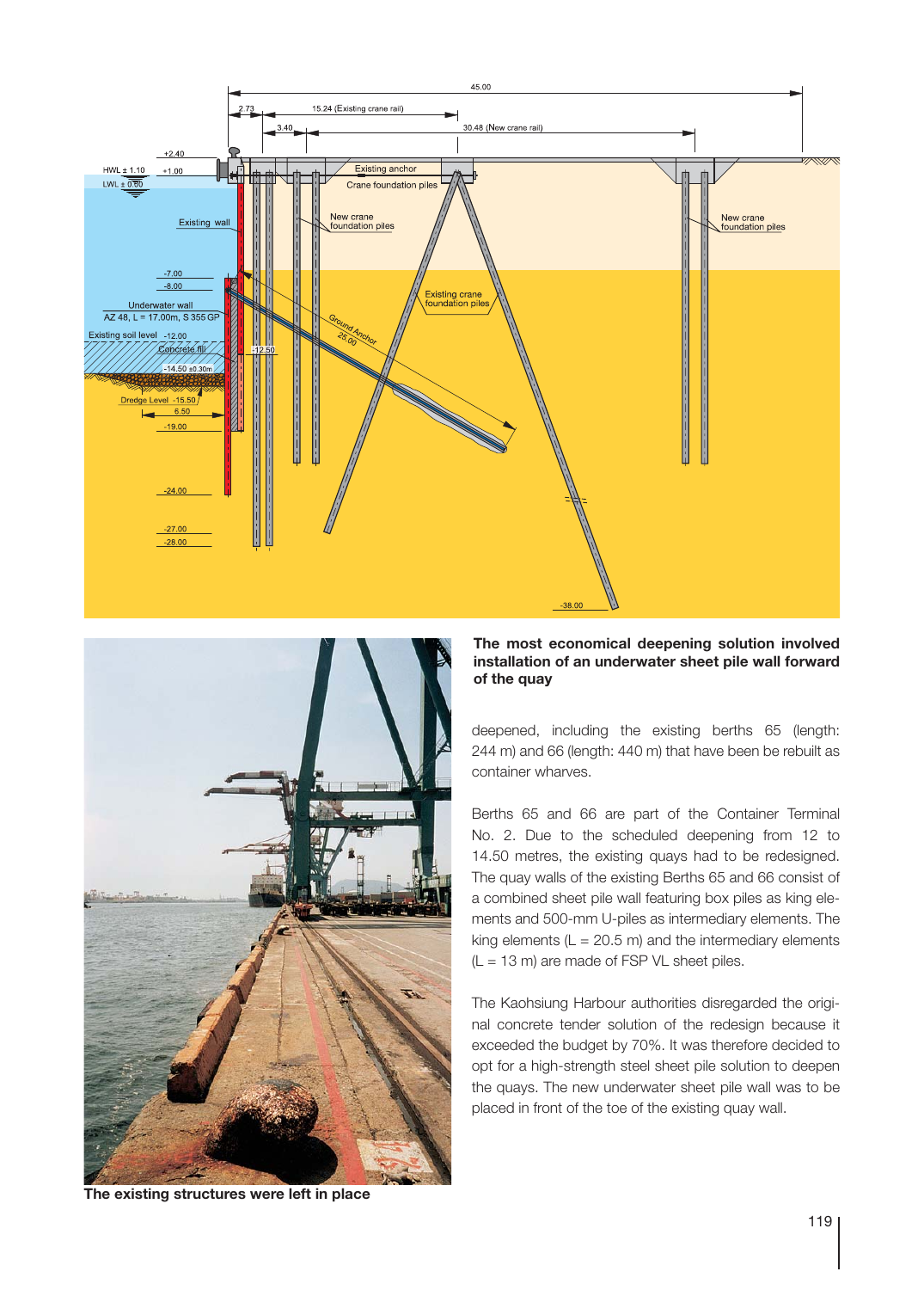**The most economical deepening solution involved installation of an underwater sheet pile wall forward of the quay**

**The existing structures were left in place**

deepened, including the existing berths 65 (length: 244 m) and 66 (length: 440 m) that have been be rebuilt as container wharves.

Berths 65 and 66 are part of the Container Terminal No. 2. Due to the scheduled deepening from 12 to 14.50 metres, the existing quays had to be redesigned. The quay walls of the existing Berths 65 and 66 consist of a combined sheet pile wall featuring box piles as king elements and 500-mm U-piles as intermediary elements. The king elements (L = 20.5 m) and the intermediary elements (L = 13 m) are made of FSP VL sheet piles.

The Kaohsiung Harbour authorities disregarded the original concrete tender solution of the redesign because it exceeded the budget by 70%. It was therefore decided to opt for a high-strength steel sheet pile solution to deepen the quays. The new underwater sheet pile wall was to be placed in front of the toe of the existing quay wall.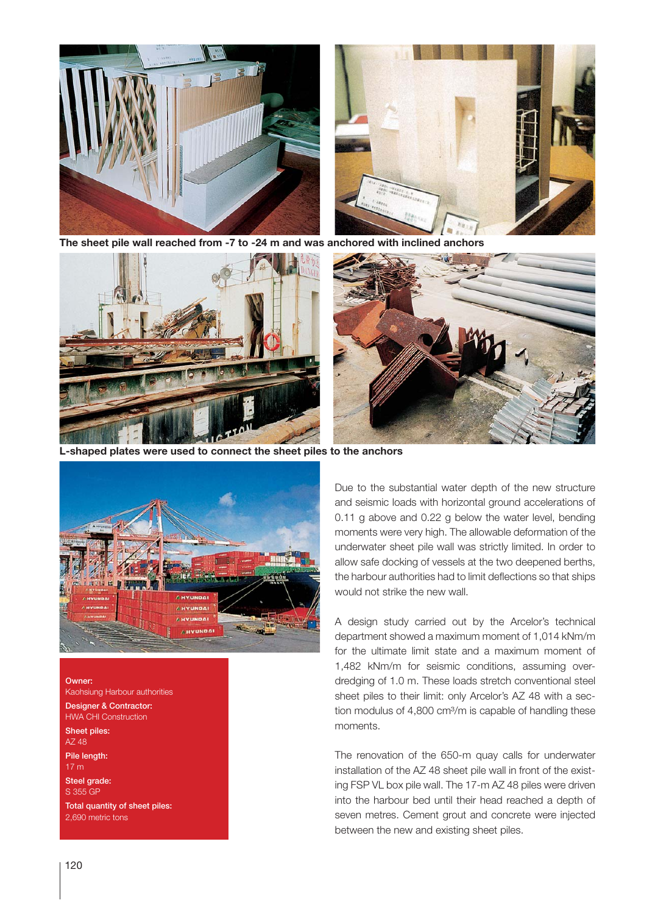**The sheet pile wall reached from -7 to -24 m and was anchored with inclined anchors**

**L-shaped plates were used to connect the sheet piles to the anchors**

**Owner:**
Kaohsiung Harbour authorities

**Designer & Contractor:**
HWA CHI Construction

**Sheet piles:**
AZ 48

**Pile length:**
17 m

**Steel grade:**
S 355 GP

**Total quantity of sheet piles:**
2,690 metric tons

Due to the substantial water depth of the new structure and seismic loads with horizontal ground accelerations of 0.11 g above and 0.22 g below the water level, bending moments were very high. The allowable deformation of the underwater sheet pile wall was strictly limited. In order to allow safe docking of vessels at the two deepened berths, the harbour authorities had to limit deflections so that ships would not strike the new wall.

A design study carried out by the Arcelor's technical department showed a maximum moment of 1,014 kNm/m for the ultimate limit state and a maximum moment of 1,482 kNm/m for seismic conditions, assuming over-dredging of 1.0 m. These loads stretch conventional steel sheet piles to their limit: only Arcelor's AZ 48 with a section modulus of 4,800 $cm^3/m$ is capable of handling these moments.

The renovation of the 650-m quay calls for underwater installation of the AZ 48 sheet pile wall in front of the existing FSP VL box pile wall. The 17-m AZ 48 piles were driven into the harbour bed until their head reached a depth of seven metres. Cement grout and concrete were injected between the new and existing sheet piles.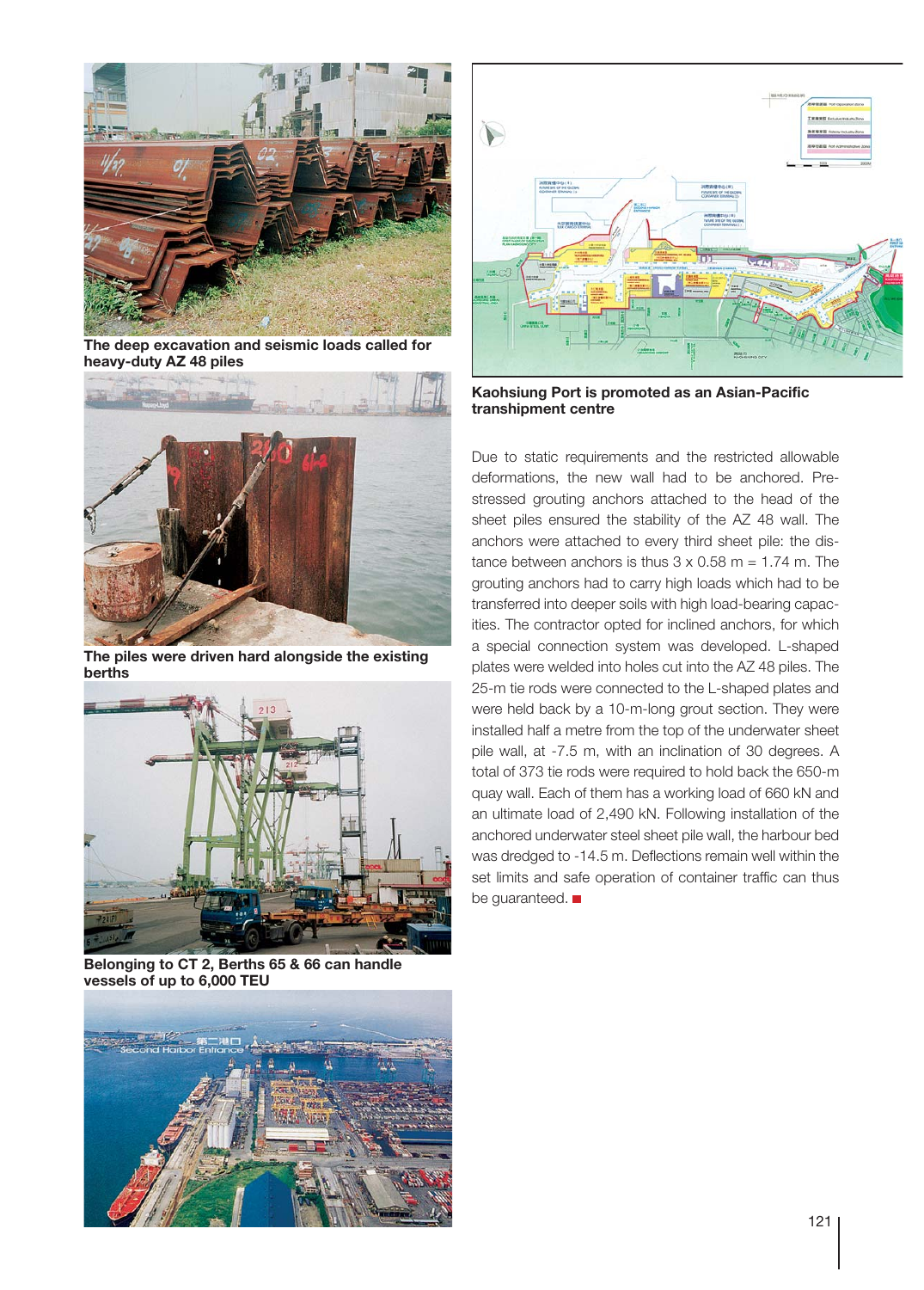The deep excavation and seismic loads called for heavy-duty AZ 48 piles

The piles were driven hard alongside the existing berths

Belonging to CT 2, Berths 65 & 66 can handle vessels of up to 6,000 TEU

Kaohsiung Port is promoted as an Asian-Pacific transhipment centre

Due to static requirements and the restricted allowable deformations, the new wall had to be anchored. Prestressed grouting anchors attached to the head of the sheet piles ensured the stability of the AZ 48 wall. The anchors were attached to every third sheet pile: the distance between anchors is thus 3 x 0.58 m = 1.74 m. The grouting anchors had to carry high loads which had to be transferred into deeper soils with high load-bearing capacities. The contractor opted for inclined anchors, for which a special connection system was developed. L-shaped plates were welded into holes cut into the AZ 48 piles. The 25-m tie rods were connected to the L-shaped plates and were held back by a 10-m-long grout section. They were installed half a metre from the top of the underwater sheet pile wall, at -7.5 m, with an inclination of 30 degrees. A total of 373 tie rods were required to hold back the 650-m quay wall. Each of them has a working load of 660 kN and an ultimate load of 2,490 kN. Following installation of the anchored underwater steel sheet pile wall, the harbour bed was dredged to -14.5 m. Deflections remain well within the set limits and safe operation of container traffic can thus be guaranteed. ■